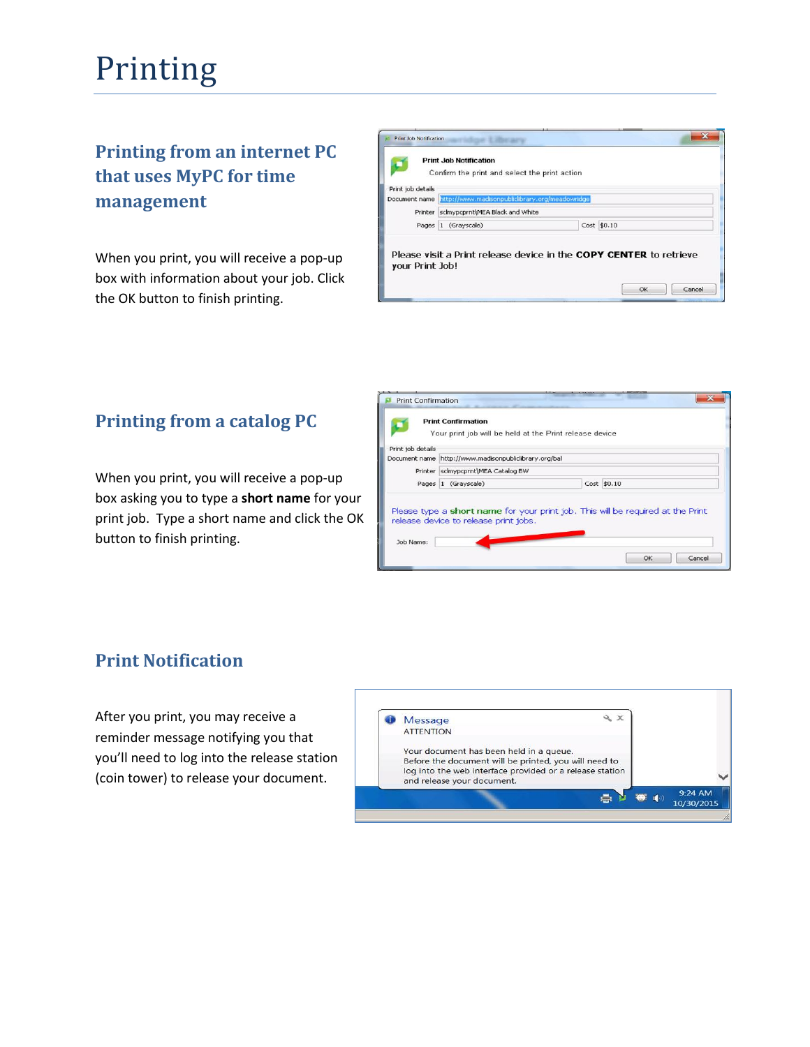# Printing

## Printing from an internet PC that uses MyPC for time management

When you print, you will receive a pop-up box with information about your job. Click the OK button to finish printing.

## Printing from a catalog PC

When you print, you will receive a pop-up box asking you to type a **short name** for your print job. Type a short name and click the OK button to finish printing.

## Print Notification

After you print, you may receive a reminder message notifying you that you'll need to log into the release station (coin tower) to release your document.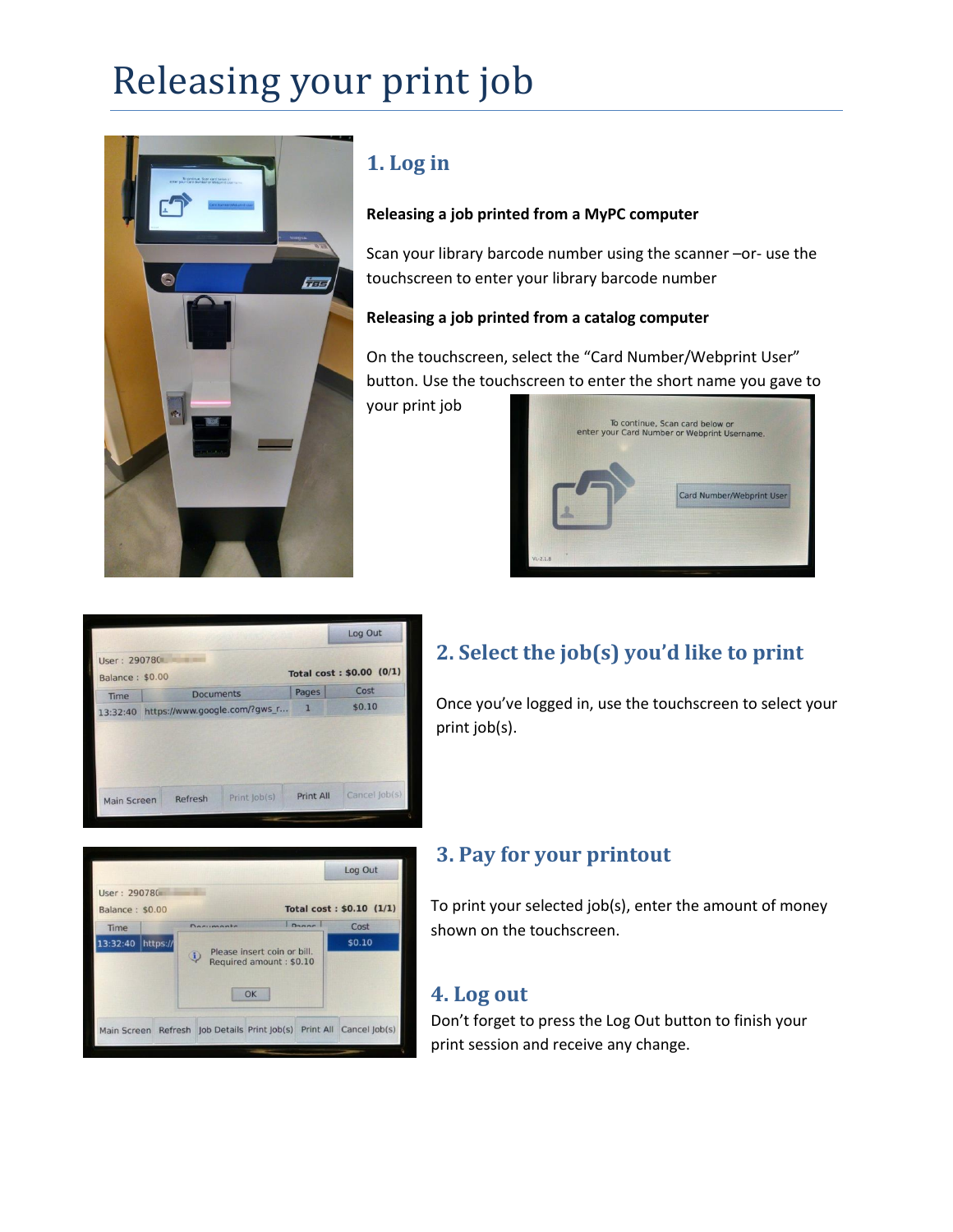# Releasing your print job

## 1. Log in

**Releasing a job printed from a MyPC computer**

Scan your library barcode number using the scanner –or- use the touchscreen to enter your library barcode number

**Releasing a job printed from a catalog computer**

On the touchscreen, select the "Card Number/Webprint User" button. Use the touchscreen to enter the short name you gave to your print job

## 2. Select the job(s) you'd like to print

Once you've logged in, use the touchscreen to select your print job(s).

## 3. Pay for your printout

To print your selected job(s), enter the amount of money shown on the touchscreen.

## 4. Log out

Don't forget to press the Log Out button to finish your print session and receive any change.